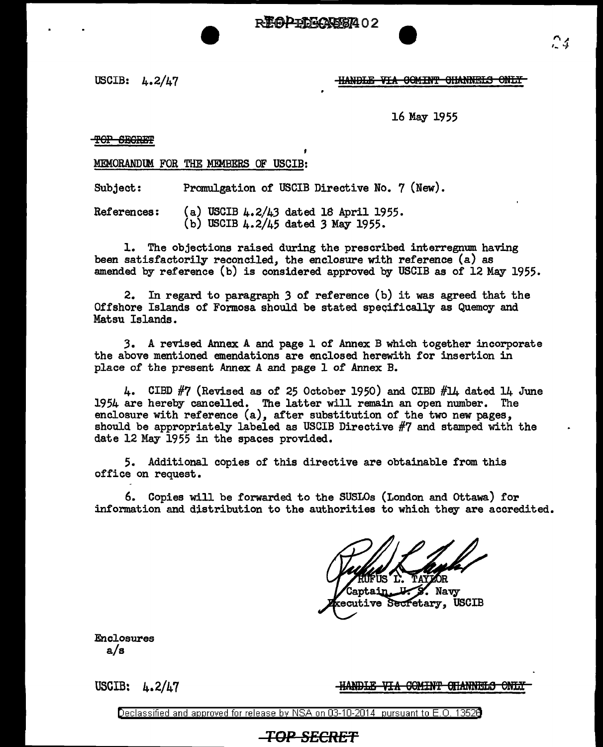USCIB: 4.2/47

~~HANDLE VIA COMINT CHANNELS ONLY~~

16 May 1955

~~TOP SECRET~~

MEMORANDUM FOR THE MEMBERS OF USCIB:

Subject: Promulgation of USCIB Directive No. 7 (New).

References: (a) USCIB 4.2/43 dated 18 April 1955.
(b) USCIB 4.2/45 dated 3 May 1955.

1. The objections raised during the prescribed interregnum having been satisfactorily reconciled, the enclosure with reference (a) as amended by reference (b) is considered approved by USCIB as of 12 May 1955.

2. In regard to paragraph 3 of reference (b) it was agreed that the Offshore Islands of Formosa should be stated specifically as Quemoy and Matsu Islands.

3. A revised Annex A and page 1 of Annex B which together incorporate the above mentioned emendations are enclosed herewith for insertion in place of the present Annex A and page 1 of Annex B.

4. CIBD #7 (Revised as of 25 October 1950) and CIBD #14 dated 14 June 1954 are hereby cancelled. The latter will remain an open number. The enclosure with reference (a), after substitution of the two new pages, should be appropriately labeled as USCIB Directive #7 and stamped with the date 12 May 1955 in the spaces provided.

5. Additional copies of this directive are obtainable from this office on request.

6. Copies will be forwarded to the SUSLOs (London and Ottawa) for information and distribution to the authorities to which they are accredited.

RUFUS L. TAYLOR
Captain, U. S. Navy
Executive Secretary, USCIB

Enclosures
a/s

USCIB: 4.2/47

~~HANDLE VIA COMINT CHANNELS ONLY~~

Declassified and approved for release by NSA on 03-10-2014 pursuant to E.O. 13526

~~TOP SECRET~~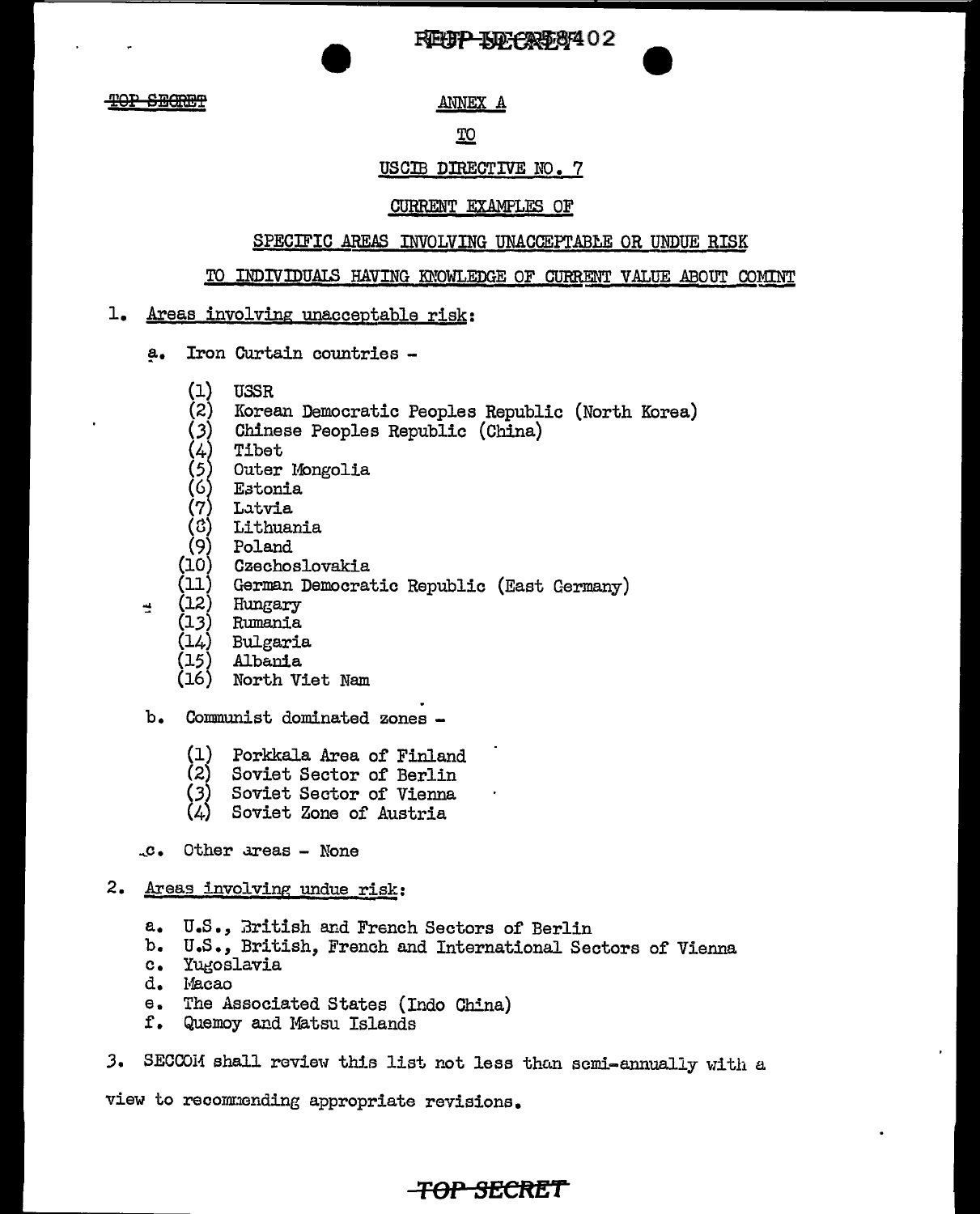TOP SECRET

ANNEX A

TO

USCIB DIRECTIVE NO. 7

CURRENT EXAMPLES OF

SPECIFIC AREAS INVOLVING UNACCEPTABLE OR UNDUE RISK

TO INDIVIDUALS HAVING KNOWLEDGE OF CURRENT VALUE ABOUT COMINT

1. Areas involving unacceptable risk:

   a. Iron Curtain countries -

      (1) USSR
      (2) Korean Democratic Peoples Republic (North Korea)
      (3) Chinese Peoples Republic (China)
      (4) Tibet
      (5) Outer Mongolia
      (6) Estonia
      (7) Latvia
      (8) Lithuania
      (9) Poland
      (10) Czechoslovakia
      (11) German Democratic Republic (East Germany)
      (12) Hungary
      (13) Rumania
      (14) Bulgaria
      (15) Albania
      (16) North Viet Nam

   b. Communist dominated zones -

      (1) Porkkala Area of Finland
      (2) Soviet Sector of Berlin
      (3) Soviet Sector of Vienna
      (4) Soviet Zone of Austria

   c. Other areas - None

2. Areas involving undue risk:

   a. U.S., British and French Sectors of Berlin
   b. U.S., British, French and International Sectors of Vienna
   c. Yugoslavia
   d. Macao
   e. The Associated States (Indo China)
   f. Quemoy and Matsu Islands

3. SECCOM shall review this list not less than semi-annually with a view to recommending appropriate revisions.

TOP SECRET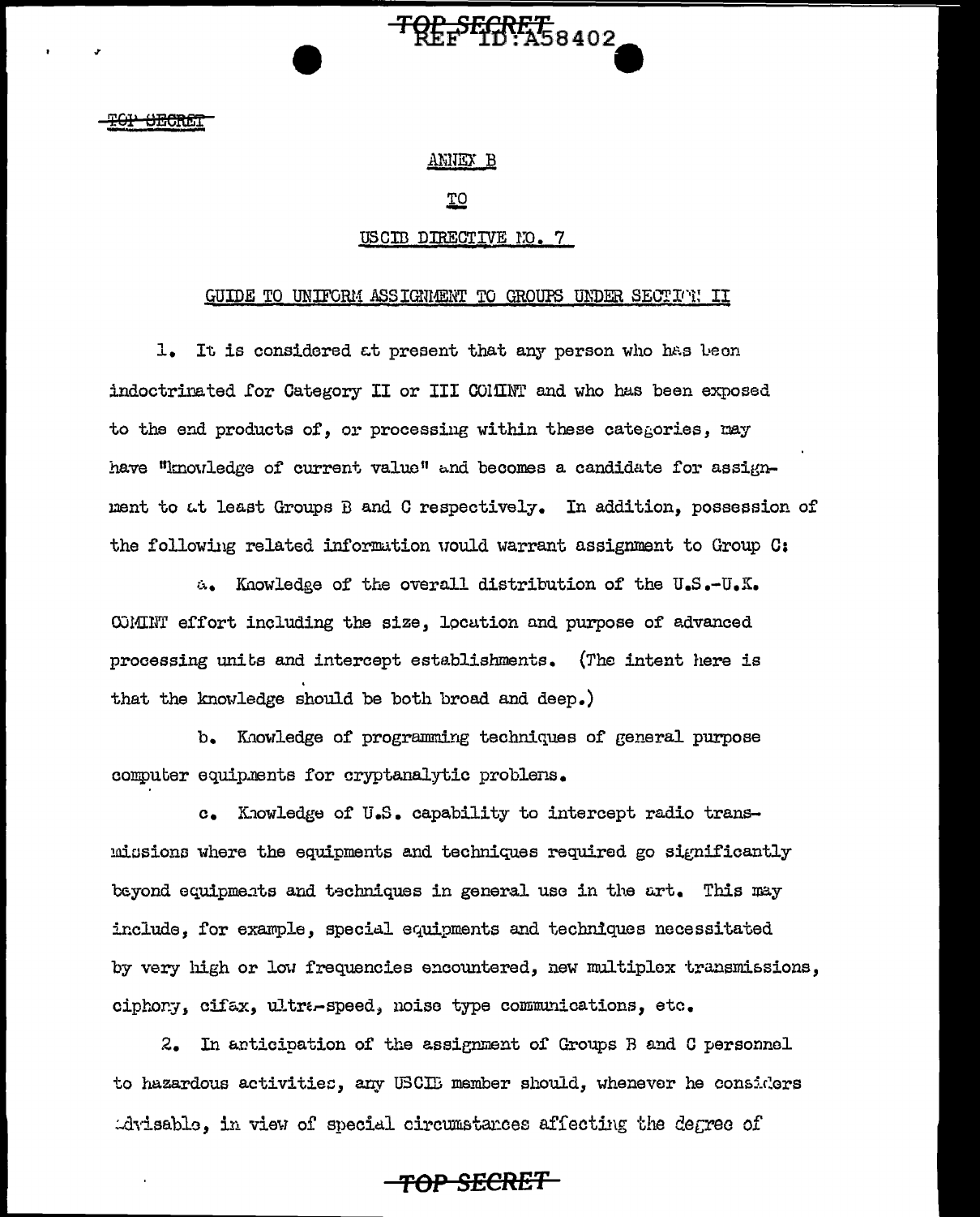ANNEX B

TO

USCIB DIRECTIVE NO. 7

GUIDE TO UNIFORM ASSIGNMENT TO GROUPS UNDER SECTION II

1. It is considered at present that any person who has been indoctrinated for Category II or III COMINT and who has been exposed to the end products of, or processing within these categories, may have "knowledge of current value" and becomes a candidate for assignment to at least Groups B and C respectively. In addition, possession of the following related information would warrant assignment to Group C:

a. Knowledge of the overall distribution of the U.S.-U.K. COMINT effort including the size, location and purpose of advanced processing units and intercept establishments. (The intent here is that the knowledge should be both broad and deep.)

b. Knowledge of programming techniques of general purpose computer equipments for cryptanalytic problems.

c. Knowledge of U.S. capability to intercept radio transmissions where the equipments and techniques required go significantly beyond equipments and techniques in general use in the art. This may include, for example, special equipments and techniques necessitated by very high or low frequencies encountered, new multiplex transmissions, ciphony, cifax, ultra-speed, noise type communications, etc.

2. In anticipation of the assignment of Groups B and C personnel to hazardous activities, any USCIB member should, whenever he considers advisable, in view of special circumstances affecting the degree of